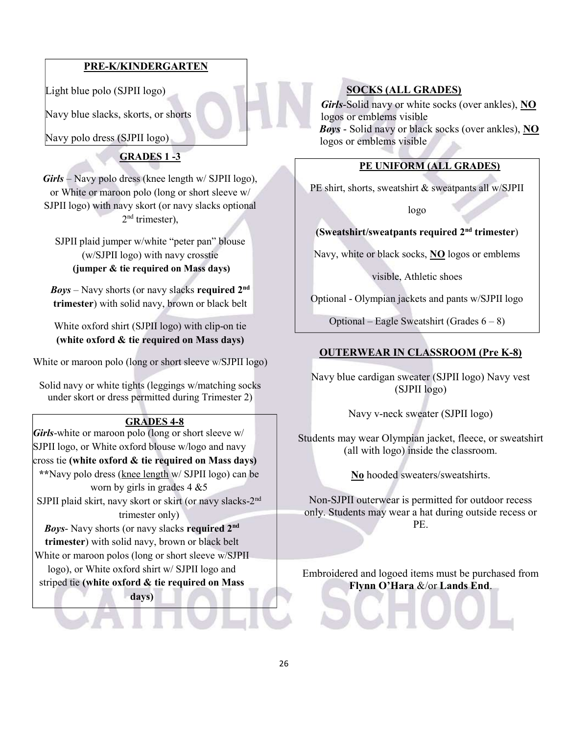## PRE-K/KINDERGARTEN

Light blue polo (SJPII logo)

Navy blue slacks, skorts, or shorts

Navy polo dress (SJPII logo)

## GRADES 1 -3

***Girls*** – Navy polo dress (knee length w/ SJPII logo), or White or maroon polo (long or short sleeve w/ SJPII logo) with navy skort (or navy slacks optional 2nd trimester),

SJPII plaid jumper w/white "peter pan" blouse (w/SJPII logo) with navy crosstie **(jumper & tie required on Mass days)**

***Boys*** – Navy shorts (or navy slacks **required 2nd trimester**) with solid navy, brown or black belt

White oxford shirt (SJPII logo) with clip-on tie **(white oxford & tie required on Mass days)**

White or maroon polo (long or short sleeve w/SJPII logo)

Solid navy or white tights (leggings w/matching socks under skort or dress permitted during Trimester 2)

## GRADES 4-8

***Girls***-white or maroon polo (long or short sleeve w/ SJPII logo, or White oxford blouse w/logo and navy cross tie **(white oxford & tie required on Mass days)**

**Navy polo dress (<u>knee length</u> w/ SJPII logo) can be worn by girls in grades 4 &5

SJPII plaid skirt, navy skort or skirt (or navy slacks-2nd trimester only)

***Boys***- Navy shorts (or navy slacks **required 2nd trimester**) with solid navy, brown or black belt

White or maroon polos (long or short sleeve w/SJPII logo), or White oxford shirt w/ SJPII logo and striped tie **(white oxford & tie required on Mass days)**

## SOCKS (ALL GRADES)

***Girls***-Solid navy or white socks (over ankles), **<u>NO</u>** logos or emblems visible

***Boys*** - Solid navy or black socks (over ankles), **<u>NO</u>** logos or emblems visible

## PE UNIFORM (ALL GRADES)

PE shirt, shorts, sweatshirt & sweatpants all w/SJPII logo

**(Sweatshirt/sweatpants required 2nd trimester)**

Navy, white or black socks, **<u>NO</u>** logos or emblems visible, Athletic shoes

Optional - Olympian jackets and pants w/SJPII logo

Optional – Eagle Sweatshirt (Grades 6 – 8)

## OUTERWEAR IN CLASSROOM (Pre K-8)

Navy blue cardigan sweater (SJPII logo) Navy vest (SJPII logo)

Navy v-neck sweater (SJPII logo)

Students may wear Olympian jacket, fleece, or sweatshirt (all with logo) inside the classroom.

**<u>No</u>** hooded sweaters/sweatshirts.

Non-SJPII outerwear is permitted for outdoor recess only. Students may wear a hat during outside recess or PE.

Embroidered and logoed items must be purchased from **Flynn O'Hara** &/or **Lands End**.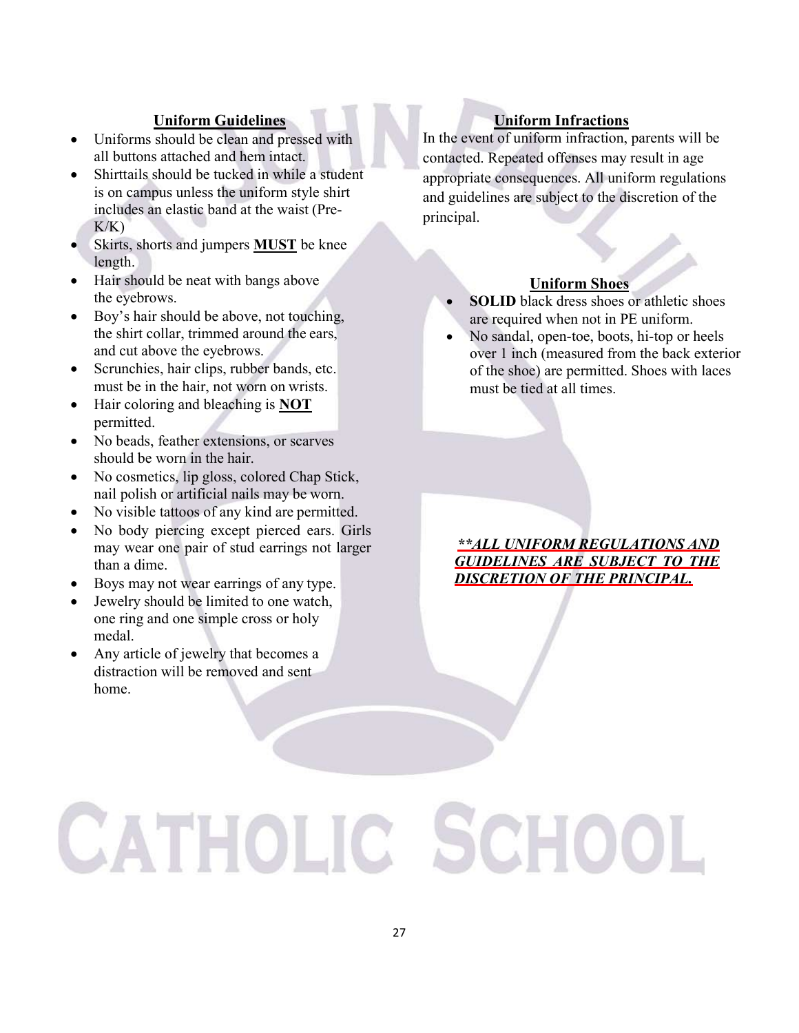## Uniform Guidelines

- Uniforms should be clean and pressed with all buttons attached and hem intact.
- Shirttails should be tucked in while a student is on campus unless the uniform style shirt includes an elastic band at the waist (Pre-K/K)
- Skirts, shorts and jumpers **MUST** be knee length.
- Hair should be neat with bangs above the eyebrows.
- Boy's hair should be above, not touching, the shirt collar, trimmed around the ears, and cut above the eyebrows.
- Scrunchies, hair clips, rubber bands, etc. must be in the hair, not worn on wrists.
- Hair coloring and bleaching is **NOT** permitted.
- No beads, feather extensions, or scarves should be worn in the hair.
- No cosmetics, lip gloss, colored Chap Stick, nail polish or artificial nails may be worn.
- No visible tattoos of any kind are permitted.
- No body piercing except pierced ears. Girls may wear one pair of stud earrings not larger than a dime.
- Boys may not wear earrings of any type.
- Jewelry should be limited to one watch, one ring and one simple cross or holy medal.
- Any article of jewelry that becomes a distraction will be removed and sent home.

## Uniform Infractions

In the event of uniform infraction, parents will be contacted. Repeated offenses may result in age appropriate consequences. All uniform regulations and guidelines are subject to the discretion of the principal.

## Uniform Shoes

- **SOLID** black dress shoes or athletic shoes are required when not in PE uniform.
- No sandal, open-toe, boots, hi-top or heels over 1 inch (measured from the back exterior of the shoe) are permitted. Shoes with laces must be tied at all times.

***\*\*ALL UNIFORM REGULATIONS AND GUIDELINES ARE SUBJECT TO THE DISCRETION OF THE PRINCIPAL.***